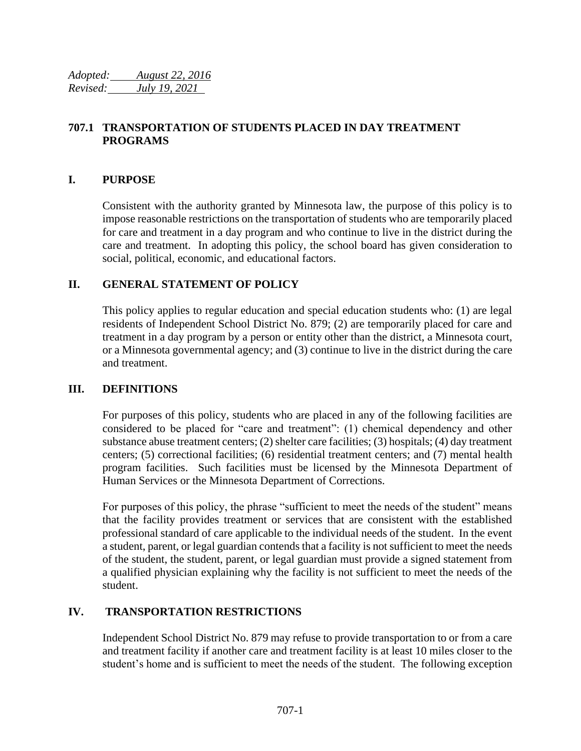*Adopted:* *August 22, 2016*
*Revised:* *July 19, 2021*

## 707.1 TRANSPORTATION OF STUDENTS PLACED IN DAY TREATMENT PROGRAMS

### I. PURPOSE

Consistent with the authority granted by Minnesota law, the purpose of this policy is to impose reasonable restrictions on the transportation of students who are temporarily placed for care and treatment in a day program and who continue to live in the district during the care and treatment. In adopting this policy, the school board has given consideration to social, political, economic, and educational factors.

### II. GENERAL STATEMENT OF POLICY

This policy applies to regular education and special education students who: (1) are legal residents of Independent School District No. 879; (2) are temporarily placed for care and treatment in a day program by a person or entity other than the district, a Minnesota court, or a Minnesota governmental agency; and (3) continue to live in the district during the care and treatment.

### III. DEFINITIONS

For purposes of this policy, students who are placed in any of the following facilities are considered to be placed for "care and treatment": (1) chemical dependency and other substance abuse treatment centers; (2) shelter care facilities; (3) hospitals; (4) day treatment centers; (5) correctional facilities; (6) residential treatment centers; and (7) mental health program facilities. Such facilities must be licensed by the Minnesota Department of Human Services or the Minnesota Department of Corrections.

For purposes of this policy, the phrase "sufficient to meet the needs of the student" means that the facility provides treatment or services that are consistent with the established professional standard of care applicable to the individual needs of the student. In the event a student, parent, or legal guardian contends that a facility is not sufficient to meet the needs of the student, the student, parent, or legal guardian must provide a signed statement from a qualified physician explaining why the facility is not sufficient to meet the needs of the student.

### IV. TRANSPORTATION RESTRICTIONS

Independent School District No. 879 may refuse to provide transportation to or from a care and treatment facility if another care and treatment facility is at least 10 miles closer to the student's home and is sufficient to meet the needs of the student. The following exception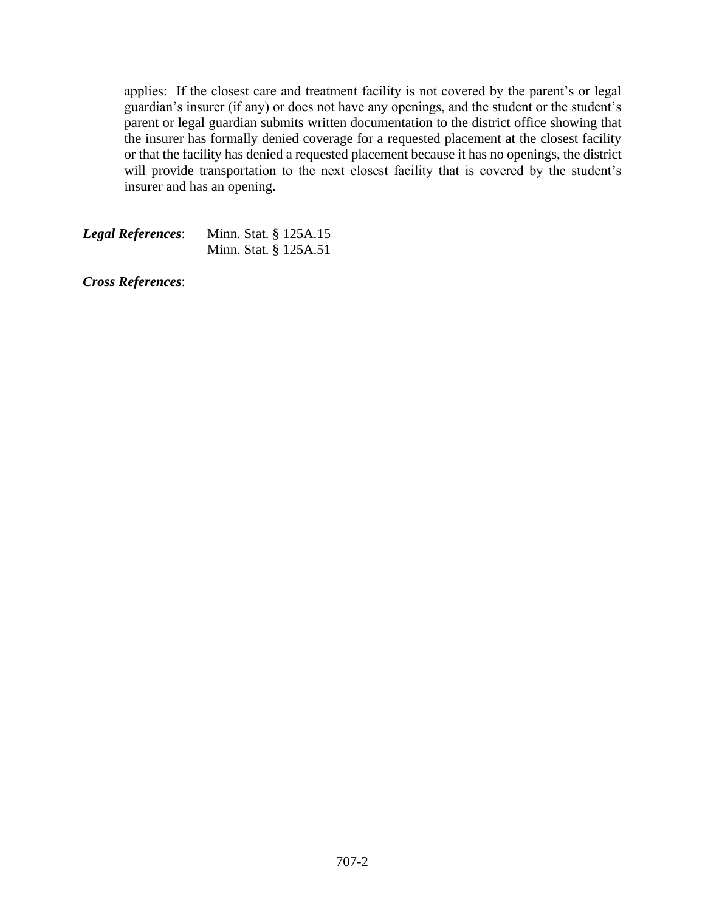applies: If the closest care and treatment facility is not covered by the parent's or legal guardian's insurer (if any) or does not have any openings, and the student or the student's parent or legal guardian submits written documentation to the district office showing that the insurer has formally denied coverage for a requested placement at the closest facility or that the facility has denied a requested placement because it has no openings, the district will provide transportation to the next closest facility that is covered by the student's insurer and has an opening.

***Legal References***: Minn. Stat. § 125A.15
Minn. Stat. § 125A.51

***Cross References***: